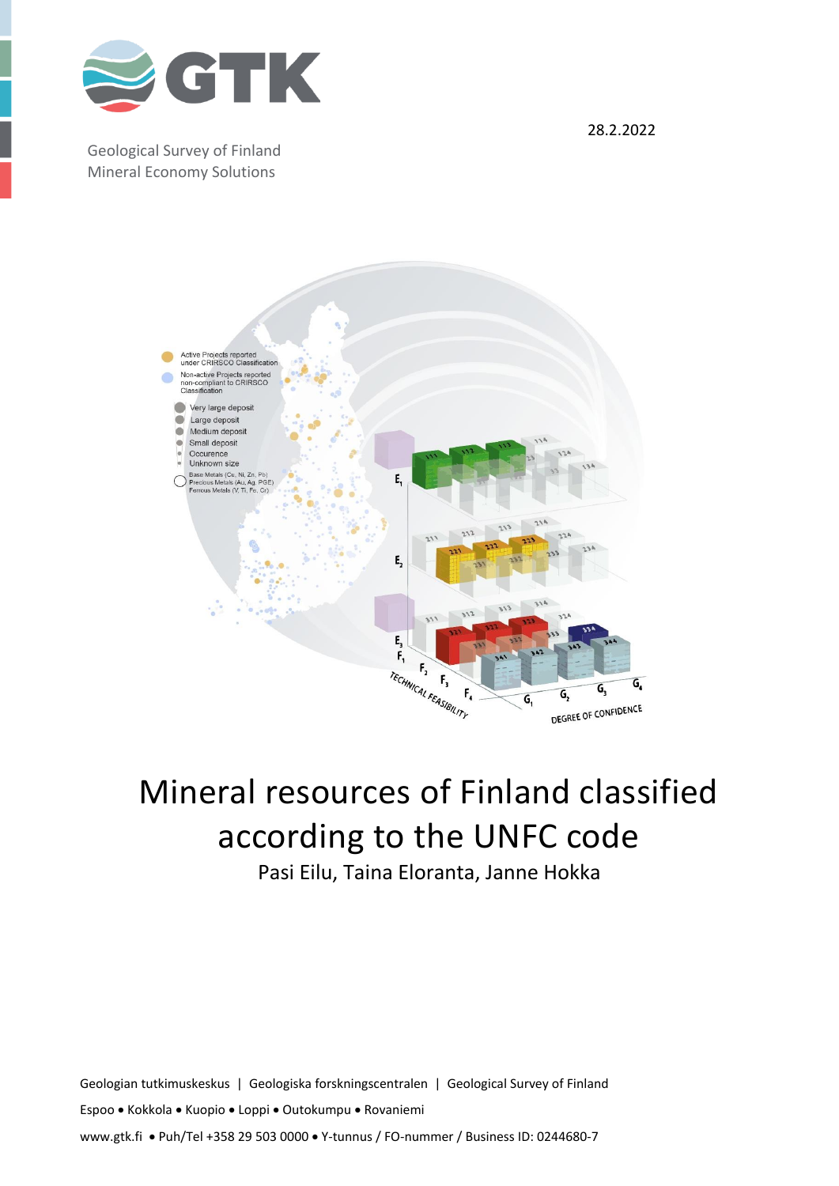Geological Survey of Finland
Mineral Economy Solutions

28.2.2022

# Mineral resources of Finland classified according to the UNFC code

Pasi Eilu, Taina Eloranta, Janne Hokka

Geologian tutkimuskeskus | Geologiska forskningscentralen | Geological Survey of Finland

Espoo • Kokkola • Kuopio • Loppi • Outokumpu • Rovaniemi

www.gtk.fi • Puh/Tel +358 29 503 0000 • Y-tunnus / FO-nummer / Business ID: 0244680-7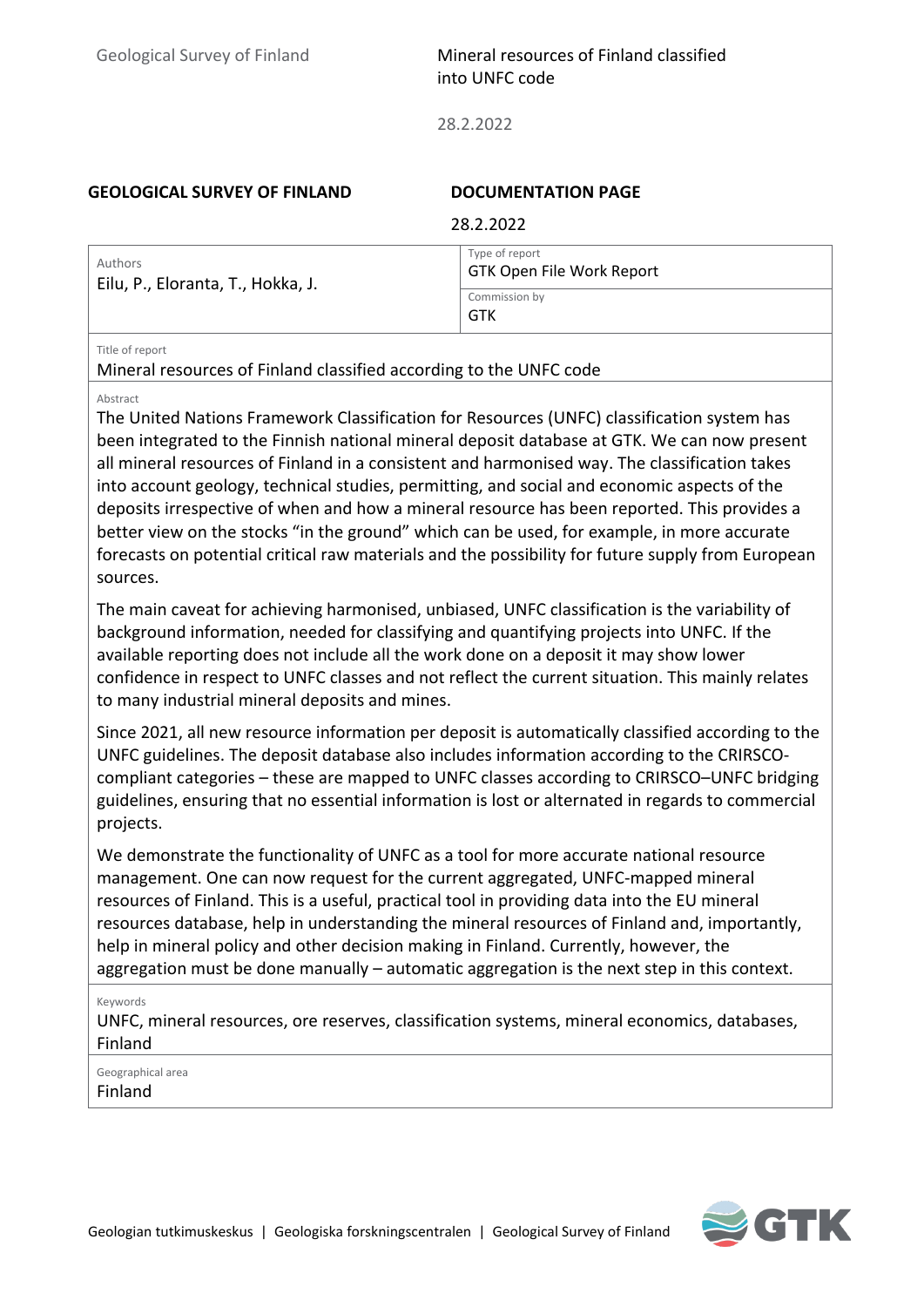**GEOLOGICAL SURVEY OF FINLAND** **DOCUMENTATION PAGE**

28.2.2022

| Authors | Type of report |
| --- | --- |
| Eilu, P., Eloranta, T., Hokka, J. | GTK Open File Work Report |
| | Commission by<br>GTK |

Title of report

Mineral resources of Finland classified according to the UNFC code

Abstract

The United Nations Framework Classification for Resources (UNFC) classification system has been integrated to the Finnish national mineral deposit database at GTK. We can now present all mineral resources of Finland in a consistent and harmonised way. The classification takes into account geology, technical studies, permitting, and social and economic aspects of the deposits irrespective of when and how a mineral resource has been reported. This provides a better view on the stocks "in the ground" which can be used, for example, in more accurate forecasts on potential critical raw materials and the possibility for future supply from European sources.

The main caveat for achieving harmonised, unbiased, UNFC classification is the variability of background information, needed for classifying and quantifying projects into UNFC. If the available reporting does not include all the work done on a deposit it may show lower confidence in respect to UNFC classes and not reflect the current situation. This mainly relates to many industrial mineral deposits and mines.

Since 2021, all new resource information per deposit is automatically classified according to the UNFC guidelines. The deposit database also includes information according to the CRIRSCO-compliant categories – these are mapped to UNFC classes according to CRIRSCO–UNFC bridging guidelines, ensuring that no essential information is lost or alternated in regards to commercial projects.

We demonstrate the functionality of UNFC as a tool for more accurate national resource management. One can now request for the current aggregated, UNFC-mapped mineral resources of Finland. This is a useful, practical tool in providing data into the EU mineral resources database, help in understanding the mineral resources of Finland and, importantly, help in mineral policy and other decision making in Finland. Currently, however, the aggregation must be done manually – automatic aggregation is the next step in this context.

Keywords

UNFC, mineral resources, ore reserves, classification systems, mineral economics, databases, Finland

Geographical area

Finland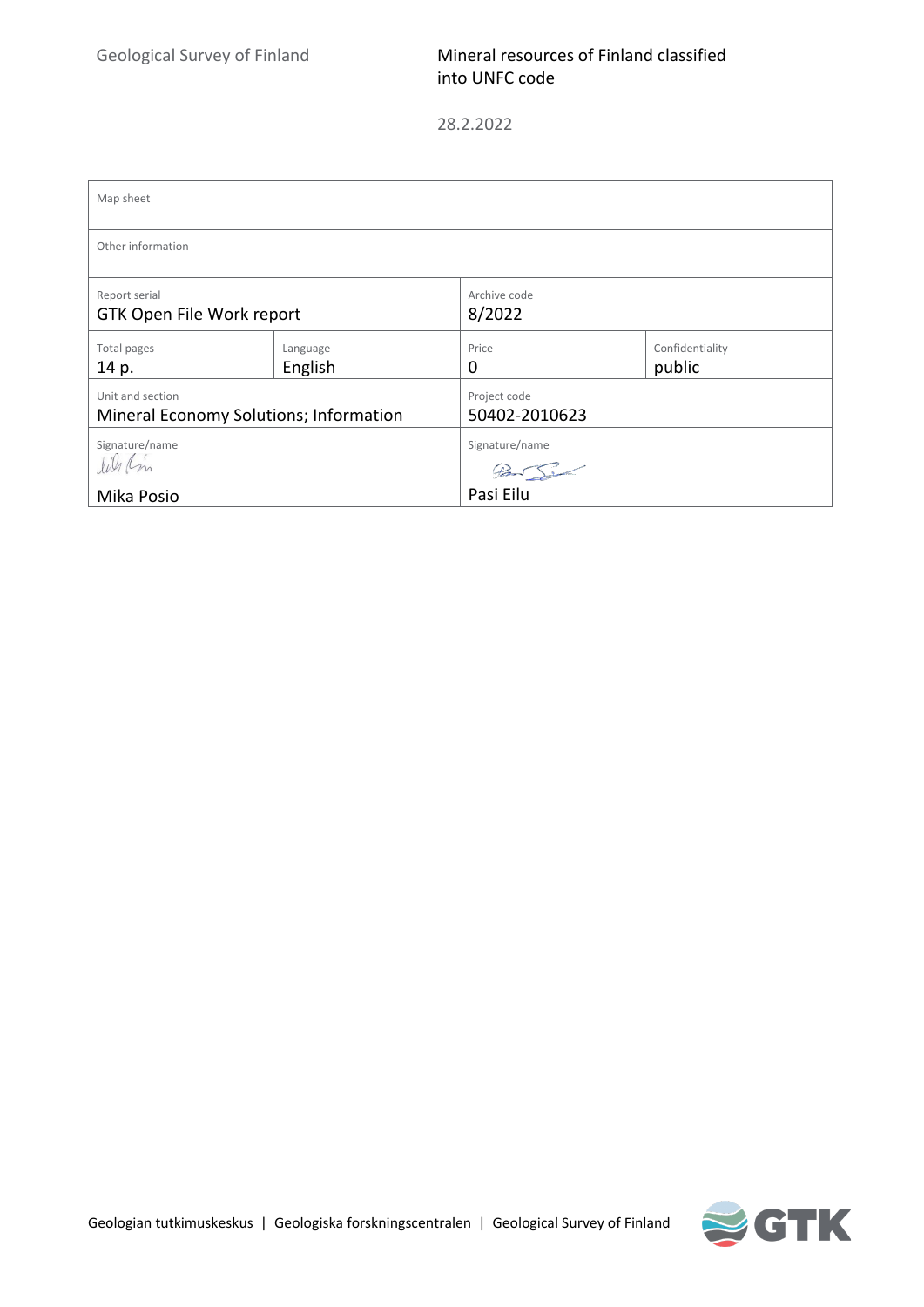Geological Survey of Finland

Mineral resources of Finland classified into UNFC code

28.2.2022

| Map sheet | | | |
|---|---|---|---|
| Other information | | | |
| Report serial<br>GTK Open File Work report | | Archive code<br>8/2022 | |
| Total pages<br>14 p. | Language<br>English | Price<br>0 | Confidentiality<br>public |
| Unit and section<br>Mineral Economy Solutions; Information | | Project code<br>50402-2010623 | |
| Signature/name<br>Mika Posio | | Signature/name<br>Pasi Eilu | |

Geologian tutkimuskeskus | Geologiska forskningscentralen | Geological Survey of Finland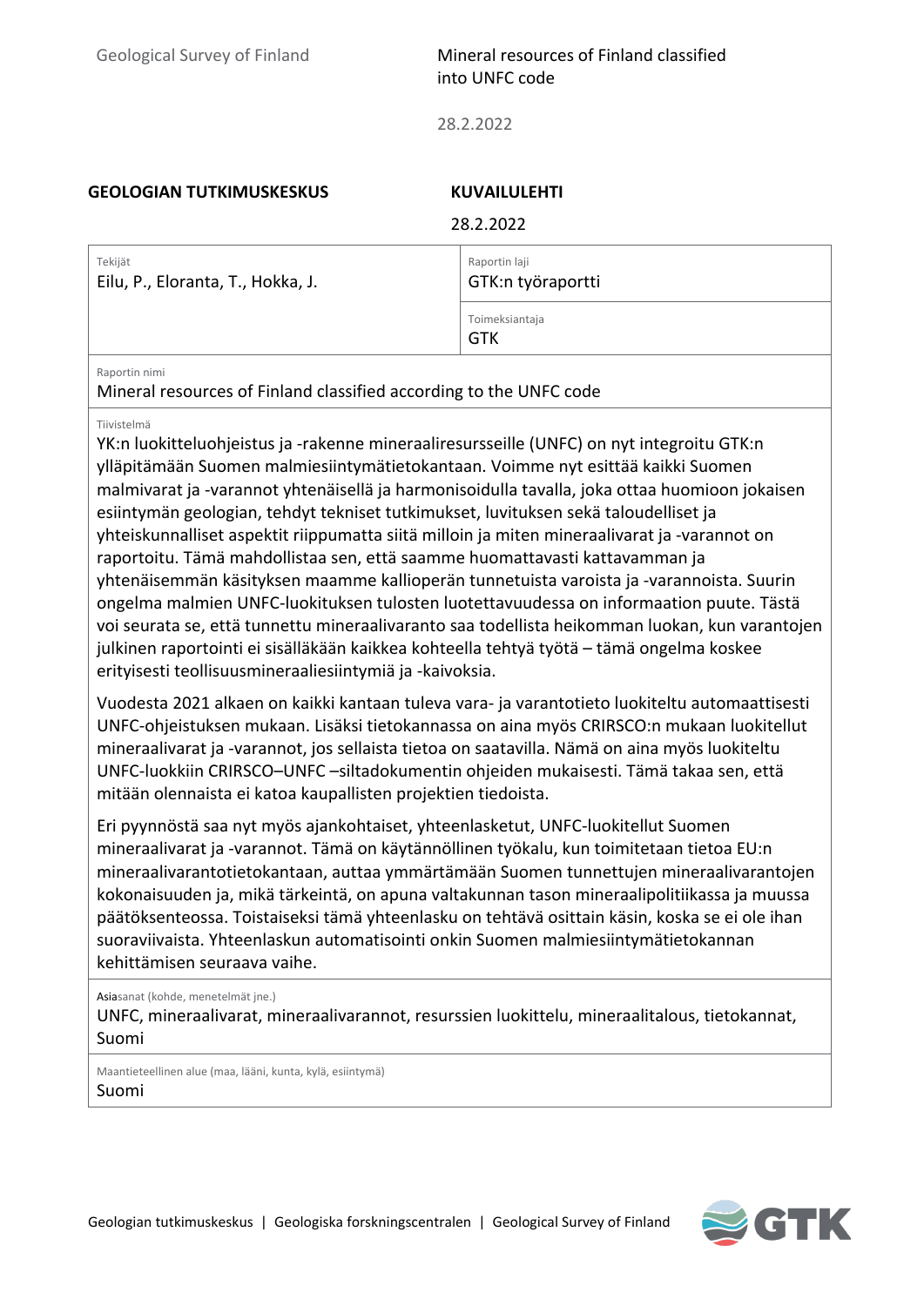**GEOLOGIAN TUTKIMUSKESKUS**

**KUVAILULEHTI**

28.2.2022

| Tekijät | Raportin laji |
| --- | --- |
| Eilu, P., Eloranta, T., Hokka, J. | GTK:n työraportti |
| | Toimeksiantaja<br>GTK |

**Raportin nimi**

Mineral resources of Finland classified according to the UNFC code

**Tiivistelmä**

YK:n luokitteluohjeistus ja -rakenne mineraaliresursseille (UNFC) on nyt integroitu GTK:n ylläpitämään Suomen malmiesiintymätietokantaan. Voimme nyt esittää kaikki Suomen malmivarat ja -varannot yhtenäisellä ja harmonisoidulla tavalla, joka ottaa huomioon jokaisen esiintymän geologian, tehdyt tekniset tutkimukset, luvituksen sekä taloudelliset ja yhteiskunnalliset aspektit riippumatta siitä milloin ja miten mineraalivarat ja -varannot on raportoitu. Tämä mahdollistaa sen, että saamme huomattavasti kattavamman ja yhtenäisemmän käsityksen maamme kallioperän tunnetuista varoista ja -varannoista. Suurin ongelma malmien UNFC-luokituksen tulosten luotettavuudessa on informaation puute. Tästä voi seurata se, että tunnettu mineraalivaranto saa todellista heikomman luokan, kun varantojen julkinen raportointi ei sisälläkään kaikkea kohteella tehtyä työtä – tämä ongelma koskee erityisesti teollisuusmineraaliesiintymiä ja -kaivoksia.

Vuodesta 2021 alkaen on kaikki kantaan tuleva vara- ja varantotieto luokiteltu automaattisesti UNFC-ohjeistuksen mukaan. Lisäksi tietokannassa on aina myös CRIRSCO:n mukaan luokitellut mineraalivarat ja -varannot, jos sellaista tietoa on saatavilla. Nämä on aina myös luokiteltu UNFC-luokkiin CRIRSCO–UNFC –siltadokumentin ohjeiden mukaisesti. Tämä takaa sen, että mitään olennaista ei katoa kaupallisten projektien tiedoista.

Eri pyynnöstä saa nyt myös ajankohtaiset, yhteenlasketut, UNFC-luokitellut Suomen mineraalivarat ja -varannot. Tämä on käytännöllinen työkalu, kun toimitetaan tietoa EU:n mineraalivarantotietokantaan, auttaa ymmärtämään Suomen tunnettujen mineraalivarantojen kokonaisuuden ja, mikä tärkeintä, on apuna valtakunnan tason mineraalipolitiikassa ja muussa päätöksenteossa. Toistaiseksi tämä yhteenlasku on tehtävä osittain käsin, koska se ei ole ihan suoraviivaista. Yhteenlaskun automatisointi onkin Suomen malmiesiintymätietokannan kehittämisen seuraava vaihe.

**Asiasanat (kohde, menetelmät jne.)**

UNFC, mineraalivarat, mineraalivarannot, resurssien luokittelu, mineraalitalous, tietokannat, Suomi

**Maantieteellinen alue (maa, lääni, kunta, kylä, esiintymä)**

Suomi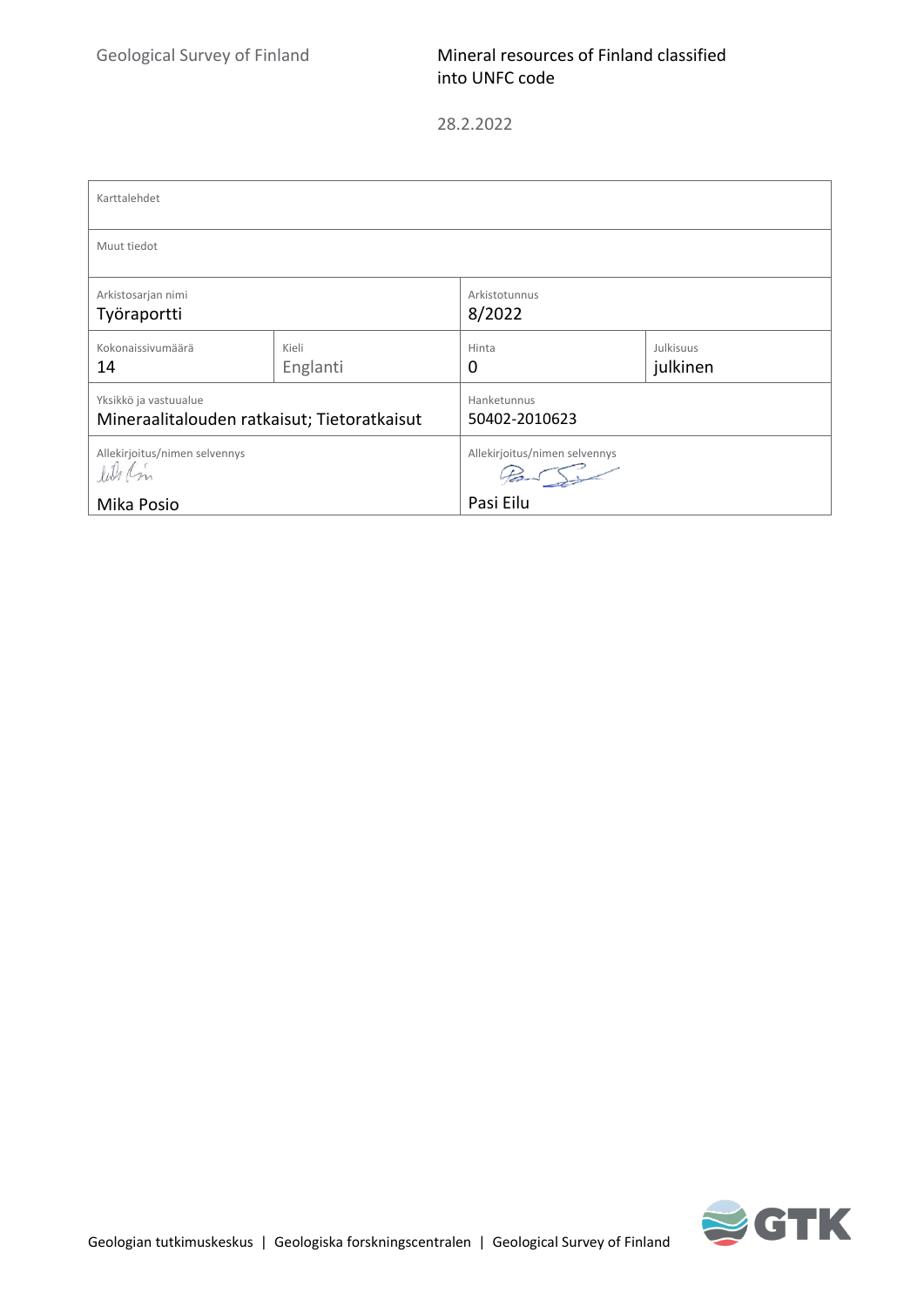Geological Survey of Finland

Mineral resources of Finland classified into UNFC code

28.2.2022

| Karttalehdet | | | |
|---|---|---|---|
| Muut tiedot | | | |
| Arkistosarjan nimi<br>Työraportti | | Arkistotunnus<br>8/2022 | |
| Kokonaissivumäärä<br>14 | Kieli<br>Englanti | Hinta<br>0 | Julkisuus<br>julkinen |
| Yksikkö ja vastuualue<br>Mineraalitalouden ratkaisut; Tietoratkaisut | | Hanketunnus<br>50402-2010623 | |
| Allekirjoitus/nimen selvennys<br>Mika Posio | | Allekirjoitus/nimen selvennys<br>Pasi Eilu | |

Geologian tutkimuskeskus | Geologiska forskningscentralen | Geological Survey of Finland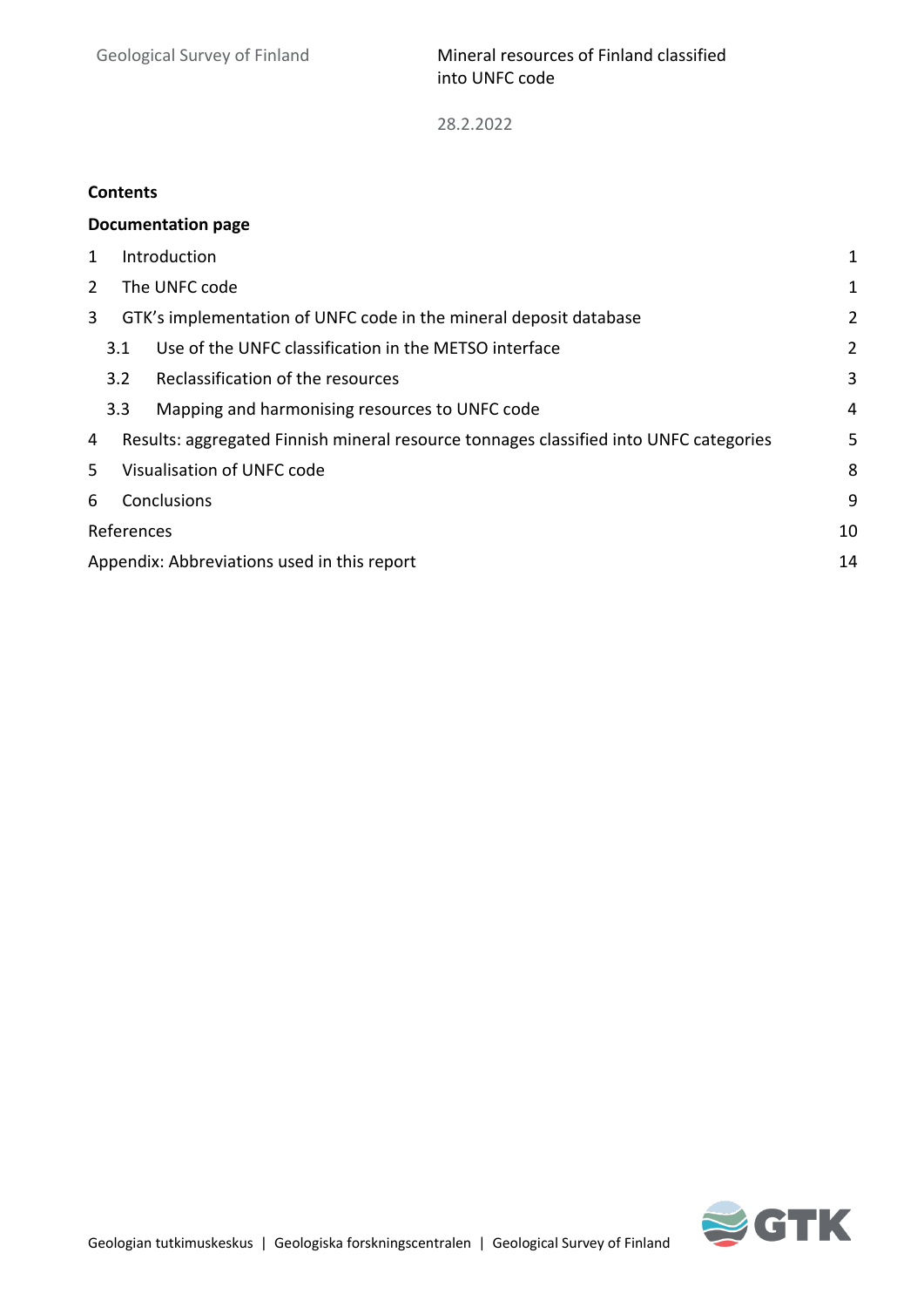**Contents**

**Documentation page**

| | |
|---|---|
| 1 Introduction | 1 |
| 2 The UNFC code | 1 |
| 3 GTK's implementation of UNFC code in the mineral deposit database | 2 |
| 3.1 Use of the UNFC classification in the METSO interface | 2 |
| 3.2 Reclassification of the resources | 3 |
| 3.3 Mapping and harmonising resources to UNFC code | 4 |
| 4 Results: aggregated Finnish mineral resource tonnages classified into UNFC categories | 5 |
| 5 Visualisation of UNFC code | 8 |
| 6 Conclusions | 9 |
| References | 10 |
| Appendix: Abbreviations used in this report | 14 |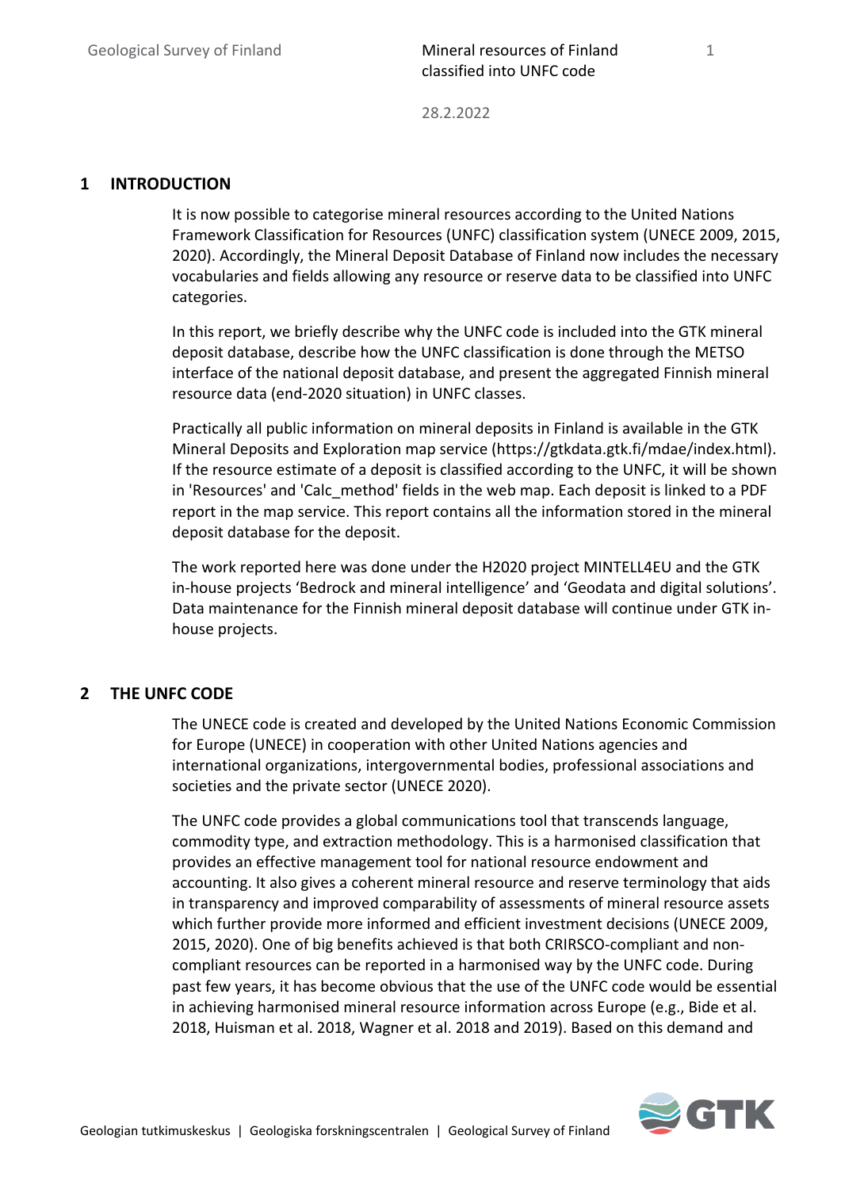# 1 INTRODUCTION

It is now possible to categorise mineral resources according to the United Nations Framework Classification for Resources (UNFC) classification system (UNECE 2009, 2015, 2020). Accordingly, the Mineral Deposit Database of Finland now includes the necessary vocabularies and fields allowing any resource or reserve data to be classified into UNFC categories.

In this report, we briefly describe why the UNFC code is included into the GTK mineral deposit database, describe how the UNFC classification is done through the METSO interface of the national deposit database, and present the aggregated Finnish mineral resource data (end-2020 situation) in UNFC classes.

Practically all public information on mineral deposits in Finland is available in the GTK Mineral Deposits and Exploration map service (https://gtkdata.gtk.fi/mdae/index.html). If the resource estimate of a deposit is classified according to the UNFC, it will be shown in 'Resources' and 'Calc_method' fields in the web map. Each deposit is linked to a PDF report in the map service. This report contains all the information stored in the mineral deposit database for the deposit.

The work reported here was done under the H2020 project MINTELL4EU and the GTK in-house projects 'Bedrock and mineral intelligence' and 'Geodata and digital solutions'. Data maintenance for the Finnish mineral deposit database will continue under GTK in-house projects.

# 2 THE UNFC CODE

The UNECE code is created and developed by the United Nations Economic Commission for Europe (UNECE) in cooperation with other United Nations agencies and international organizations, intergovernmental bodies, professional associations and societies and the private sector (UNECE 2020).

The UNFC code provides a global communications tool that transcends language, commodity type, and extraction methodology. This is a harmonised classification that provides an effective management tool for national resource endowment and accounting. It also gives a coherent mineral resource and reserve terminology that aids in transparency and improved comparability of assessments of mineral resource assets which further provide more informed and efficient investment decisions (UNECE 2009, 2015, 2020). One of big benefits achieved is that both CRIRSCO-compliant and non-compliant resources can be reported in a harmonised way by the UNFC code. During past few years, it has become obvious that the use of the UNFC code would be essential in achieving harmonised mineral resource information across Europe (e.g., Bide et al. 2018, Huisman et al. 2018, Wagner et al. 2018 and 2019). Based on this demand and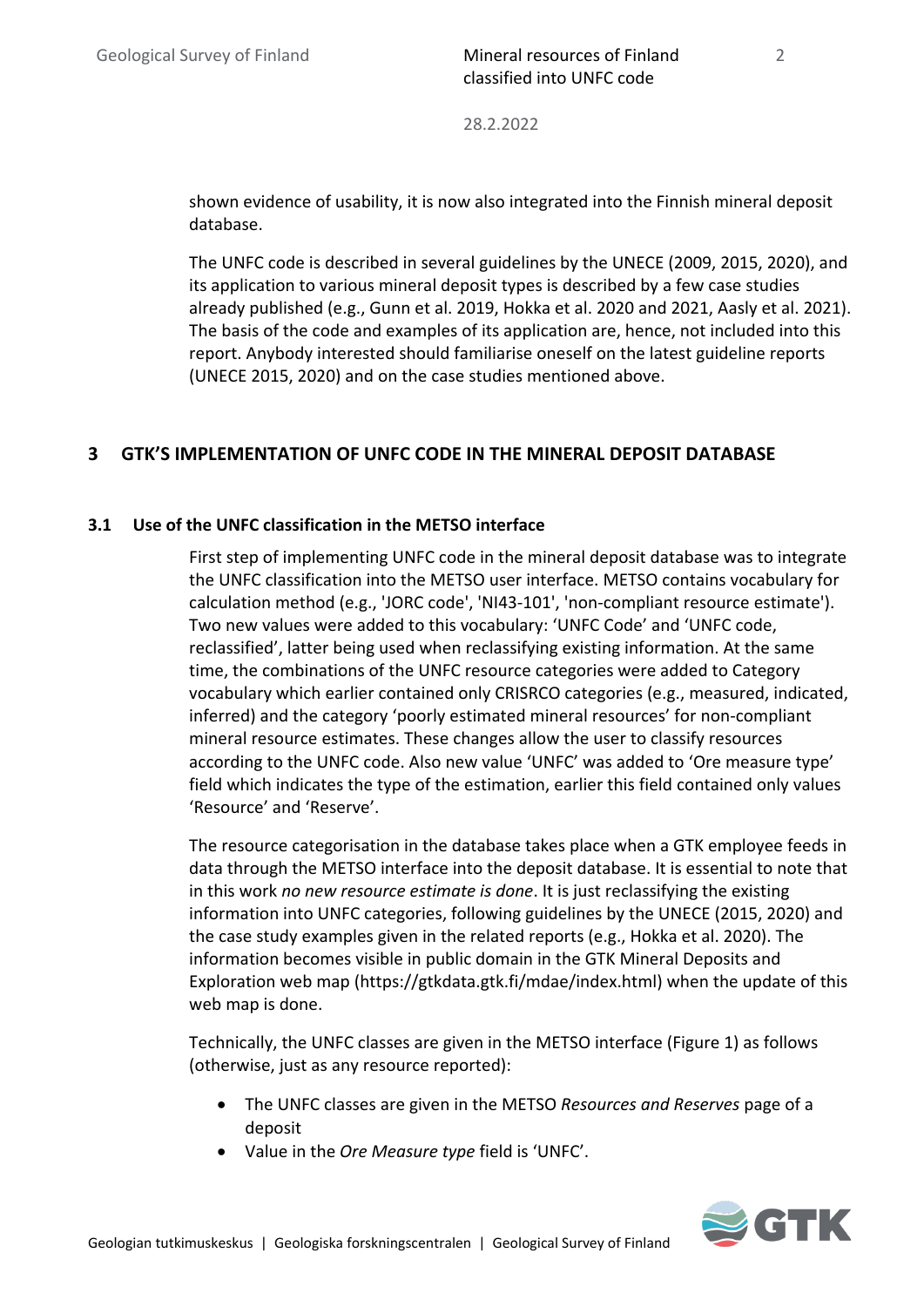shown evidence of usability, it is now also integrated into the Finnish mineral deposit database.

The UNFC code is described in several guidelines by the UNECE (2009, 2015, 2020), and its application to various mineral deposit types is described by a few case studies already published (e.g., Gunn et al. 2019, Hokka et al. 2020 and 2021, Aasly et al. 2021). The basis of the code and examples of its application are, hence, not included into this report. Anybody interested should familiarise oneself on the latest guideline reports (UNECE 2015, 2020) and on the case studies mentioned above.

# 3 GTK'S IMPLEMENTATION OF UNFC CODE IN THE MINERAL DEPOSIT DATABASE

## 3.1 Use of the UNFC classification in the METSO interface

First step of implementing UNFC code in the mineral deposit database was to integrate the UNFC classification into the METSO user interface. METSO contains vocabulary for calculation method (e.g., 'JORC code', 'NI43-101', 'non-compliant resource estimate'). Two new values were added to this vocabulary: 'UNFC Code' and 'UNFC code, reclassified', latter being used when reclassifying existing information. At the same time, the combinations of the UNFC resource categories were added to Category vocabulary which earlier contained only CRISRCO categories (e.g., measured, indicated, inferred) and the category 'poorly estimated mineral resources' for non-compliant mineral resource estimates. These changes allow the user to classify resources according to the UNFC code. Also new value 'UNFC' was added to 'Ore measure type' field which indicates the type of the estimation, earlier this field contained only values 'Resource' and 'Reserve'.

The resource categorisation in the database takes place when a GTK employee feeds in data through the METSO interface into the deposit database. It is essential to note that in this work *no new resource estimate is done*. It is just reclassifying the existing information into UNFC categories, following guidelines by the UNECE (2015, 2020) and the case study examples given in the related reports (e.g., Hokka et al. 2020). The information becomes visible in public domain in the GTK Mineral Deposits and Exploration web map (https://gtkdata.gtk.fi/mdae/index.html) when the update of this web map is done.

Technically, the UNFC classes are given in the METSO interface (Figure 1) as follows (otherwise, just as any resource reported):

- The UNFC classes are given in the METSO *Resources and Reserves* page of a deposit
- Value in the *Ore Measure type* field is 'UNFC'.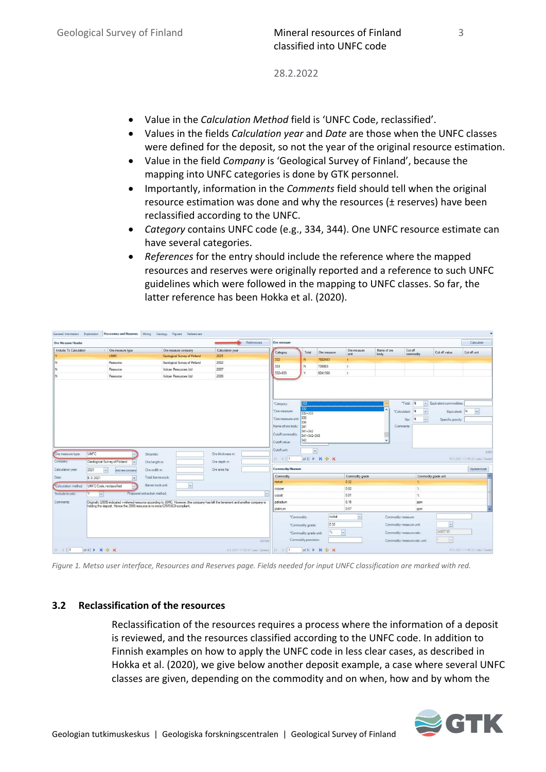- Value in the *Calculation Method* field is 'UNFC Code, reclassified'.
- Values in the fields *Calculation year* and *Date* are those when the UNFC classes were defined for the deposit, so not the year of the original resource estimation.
- Value in the field *Company* is 'Geological Survey of Finland', because the mapping into UNFC categories is done by GTK personnel.
- Importantly, information in the *Comments* field should tell when the original resource estimation was done and why the resources (± reserves) have been reclassified according to the UNFC.
- *Category* contains UNFC code (e.g., 334, 344). One UNFC resource estimate can have several categories.
- *References* for the entry should include the reference where the mapped resources and reserves were originally reported and a reference to such UNFC guidelines which were followed in the mapping to UNFC classes. So far, the latter reference has been Hokka et al. (2020).

*Figure 1. Metso user interface, Resources and Reserves page. Fields needed for input UNFC classification are marked with red.*

## 3.2 Reclassification of the resources

Reclassification of the resources requires a process where the information of a deposit is reviewed, and the resources classified according to the UNFC code. In addition to Finnish examples on how to apply the UNFC code in less clear cases, as described in Hokka et al. (2020), we give below another deposit example, a case where several UNFC classes are given, depending on the commodity and on when, how and by whom the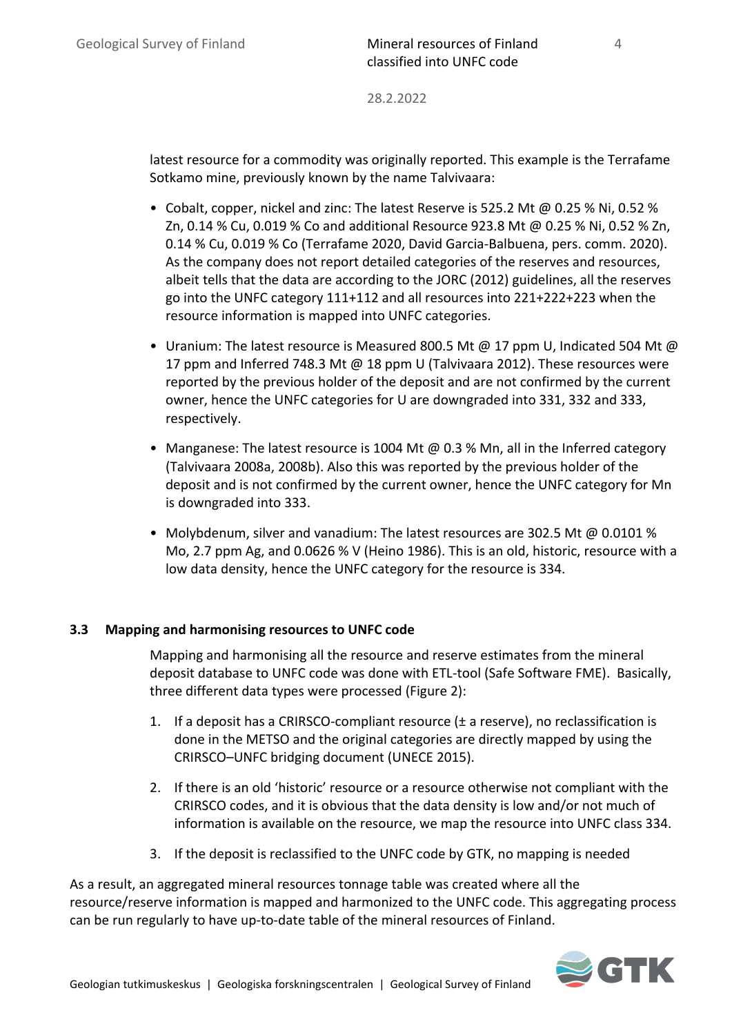latest resource for a commodity was originally reported. This example is the Terrafame Sotkamo mine, previously known by the name Talvivaara:

- Cobalt, copper, nickel and zinc: The latest Reserve is 525.2 Mt @ 0.25 % Ni, 0.52 % Zn, 0.14 % Cu, 0.019 % Co and additional Resource 923.8 Mt @ 0.25 % Ni, 0.52 % Zn, 0.14 % Cu, 0.019 % Co (Terrafame 2020, David Garcia-Balbuena, pers. comm. 2020). As the company does not report detailed categories of the reserves and resources, albeit tells that the data are according to the JORC (2012) guidelines, all the reserves go into the UNFC category 111+112 and all resources into 221+222+223 when the resource information is mapped into UNFC categories.
- Uranium: The latest resource is Measured 800.5 Mt @ 17 ppm U, Indicated 504 Mt @ 17 ppm and Inferred 748.3 Mt @ 18 ppm U (Talvivaara 2012). These resources were reported by the previous holder of the deposit and are not confirmed by the current owner, hence the UNFC categories for U are downgraded into 331, 332 and 333, respectively.
- Manganese: The latest resource is 1004 Mt @ 0.3 % Mn, all in the Inferred category (Talvivaara 2008a, 2008b). Also this was reported by the previous holder of the deposit and is not confirmed by the current owner, hence the UNFC category for Mn is downgraded into 333.
- Molybdenum, silver and vanadium: The latest resources are 302.5 Mt @ 0.0101 % Mo, 2.7 ppm Ag, and 0.0626 % V (Heino 1986). This is an old, historic, resource with a low data density, hence the UNFC category for the resource is 334.

### 3.3 Mapping and harmonising resources to UNFC code

Mapping and harmonising all the resource and reserve estimates from the mineral deposit database to UNFC code was done with ETL-tool (Safe Software FME). Basically, three different data types were processed (Figure 2):

1. If a deposit has a CRIRSCO-compliant resource (± a reserve), no reclassification is done in the METSO and the original categories are directly mapped by using the CRIRSCO–UNFC bridging document (UNECE 2015).
2. If there is an old 'historic' resource or a resource otherwise not compliant with the CRIRSCO codes, and it is obvious that the data density is low and/or not much of information is available on the resource, we map the resource into UNFC class 334.
3. If the deposit is reclassified to the UNFC code by GTK, no mapping is needed

As a result, an aggregated mineral resources tonnage table was created where all the resource/reserve information is mapped and harmonized to the UNFC code. This aggregating process can be run regularly to have up-to-date table of the mineral resources of Finland.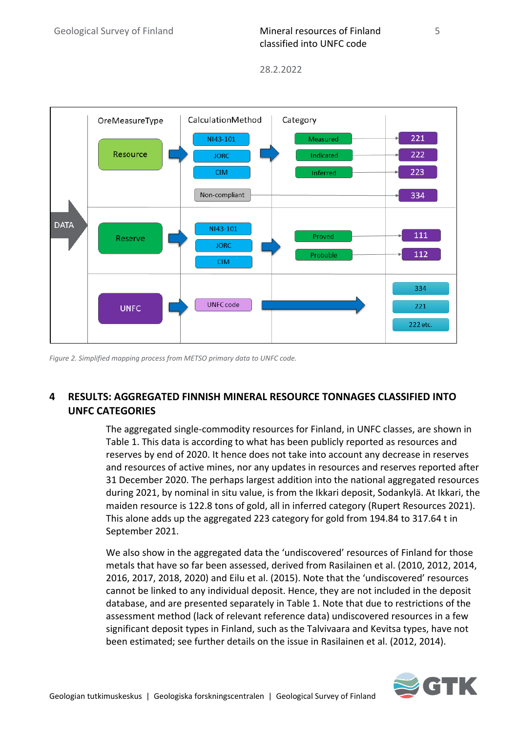Figure 2. Simplified mapping process from METSO primary data to UNFC code.

## 4 RESULTS: AGGREGATED FINNISH MINERAL RESOURCE TONNAGES CLASSIFIED INTO UNFC CATEGORIES

The aggregated single-commodity resources for Finland, in UNFC classes, are shown in Table 1. This data is according to what has been publicly reported as resources and reserves by end of 2020. It hence does not take into account any decrease in reserves and resources of active mines, nor any updates in resources and reserves reported after 31 December 2020. The perhaps largest addition into the national aggregated resources during 2021, by nominal in situ value, is from the Ikkari deposit, Sodankylä. At Ikkari, the maiden resource is 122.8 tons of gold, all in inferred category (Rupert Resources 2021). This alone adds up the aggregated 223 category for gold from 194.84 to 317.64 t in September 2021.

We also show in the aggregated data the 'undiscovered' resources of Finland for those metals that have so far been assessed, derived from Rasilainen et al. (2010, 2012, 2014, 2016, 2017, 2018, 2020) and Eilu et al. (2015). Note that the 'undiscovered' resources cannot be linked to any individual deposit. Hence, they are not included in the deposit database, and are presented separately in Table 1. Note that due to restrictions of the assessment method (lack of relevant reference data) undiscovered resources in a few significant deposit types in Finland, such as the Talvivaara and Kevitsa types, have not been estimated; see further details on the issue in Rasilainen et al. (2012, 2014).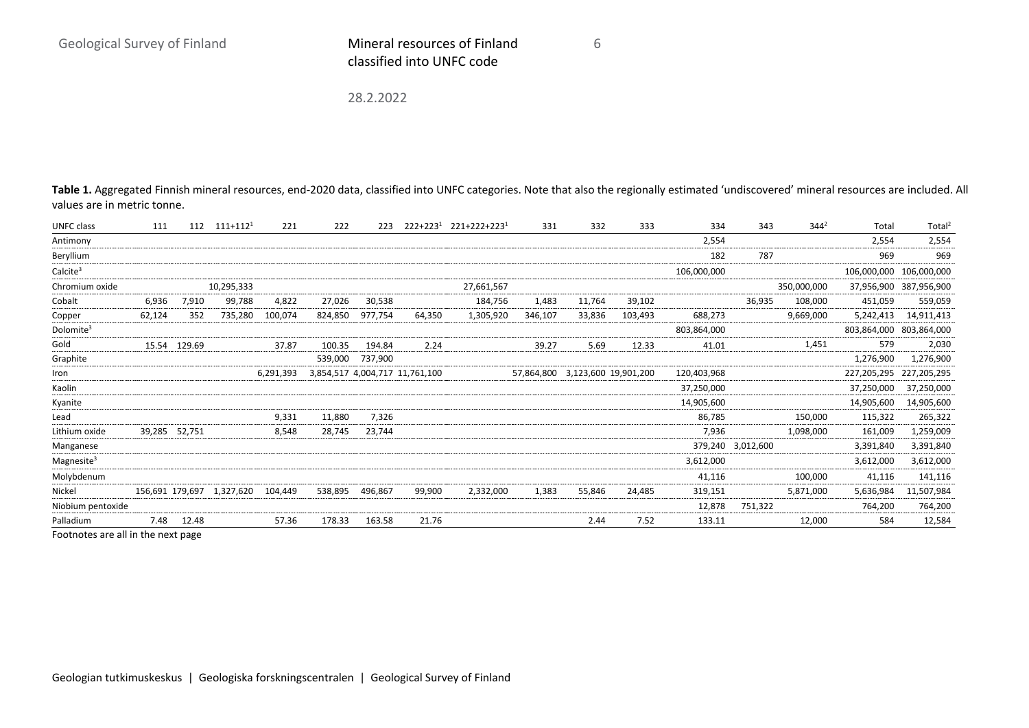**Table 1.** Aggregated Finnish mineral resources, end-2020 data, classified into UNFC categories. Note that also the regionally estimated 'undiscovered' mineral resources are included. All values are in metric tonne.

| UNFC class | 111 | 112 | 111+112[1] | 221 | 222 | 223 | 222+223[1] | 221+222+223[1] | 331 | 332 | 333 | 334 | 343 | 344[2] | Total | Total[2] |
|---|---|---|---|---|---|---|---|---|---|---|---|---|---|---|---|---|
| Antimony | | | | | | | | | | | | 2,554 | | | 2,554 | 2,554 |
| Beryllium | | | | | | | | | | | | 182 | 787 | | 969 | 969 |
| Calcite[3] | | | | | | | | | | | | 106,000,000 | | | 106,000,000 | 106,000,000 |
| Chromium oxide | | | 10,295,333 | | | | | 27,661,567 | | | | | | 350,000,000 | 37,956,900 | 387,956,900 |
| Cobalt | 6,936 | 7,910 | 99,788 | 4,822 | 27,026 | 30,538 | | 184,756 | 1,483 | 11,764 | 39,102 | | 36,935 | 108,000 | 451,059 | 559,059 |
| Copper | 62,124 | 352 | 735,280 | 100,074 | 824,850 | 977,754 | 64,350 | 1,305,920 | 346,107 | 33,836 | 103,493 | 688,273 | | 9,669,000 | 5,242,413 | 14,911,413 |
| Dolomite[3] | | | | | | | | | | | | 803,864,000 | | | 803,864,000 | 803,864,000 |
| Gold | 15.54 | 129.69 | | 37.87 | 100.35 | 194.84 | 2.24 | | 39.27 | 5.69 | 12.33 | 41.01 | | 1,451 | 579 | 2,030 |
| Graphite | | | | | 539,000 | 737,900 | | | | | | | | | 1,276,900 | 1,276,900 |
| Iron | | | | 6,291,393 | 3,854,517 | 4,004,717 | 11,761,100 | | 57,864,800 | 3,123,600 | 19,901,200 | 120,403,968 | | | 227,205,295 | 227,205,295 |
| Kaolin | | | | | | | | | | | | 37,250,000 | | | 37,250,000 | 37,250,000 |
| Kyanite | | | | | | | | | | | | 14,905,600 | | | 14,905,600 | 14,905,600 |
| Lead | | | | 9,331 | 11,880 | 7,326 | | | | | | 86,785 | | 150,000 | 115,322 | 265,322 |
| Lithium oxide | 39,285 | 52,751 | | 8,548 | 28,745 | 23,744 | | | | | | 7,936 | | 1,098,000 | 161,009 | 1,259,009 |
| Manganese | | | | | | | | | | | | 379,240 | 3,012,600 | | 3,391,840 | 3,391,840 |
| Magnesite[3] | | | | | | | | | | | | 3,612,000 | | | 3,612,000 | 3,612,000 |
| Molybdenum | | | | | | | | | | | | 41,116 | | 100,000 | 41,116 | 141,116 |
| Nickel | 156,691 | 179,697 | 1,327,620 | 104,449 | 538,895 | 496,867 | 99,900 | 2,332,000 | 1,383 | 55,846 | 24,485 | 319,151 | | 5,871,000 | 5,636,984 | 11,507,984 |
| Niobium pentoxide | | | | | | | | | | | | 12,878 | 751,322 | | 764,200 | 764,200 |
| Palladium | 7.48 | 12.48 | | 57.36 | 178.33 | 163.58 | 21.76 | | | 2.44 | 7.52 | 133.11 | | 12,000 | 584 | 12,584 |

Footnotes are all in the next page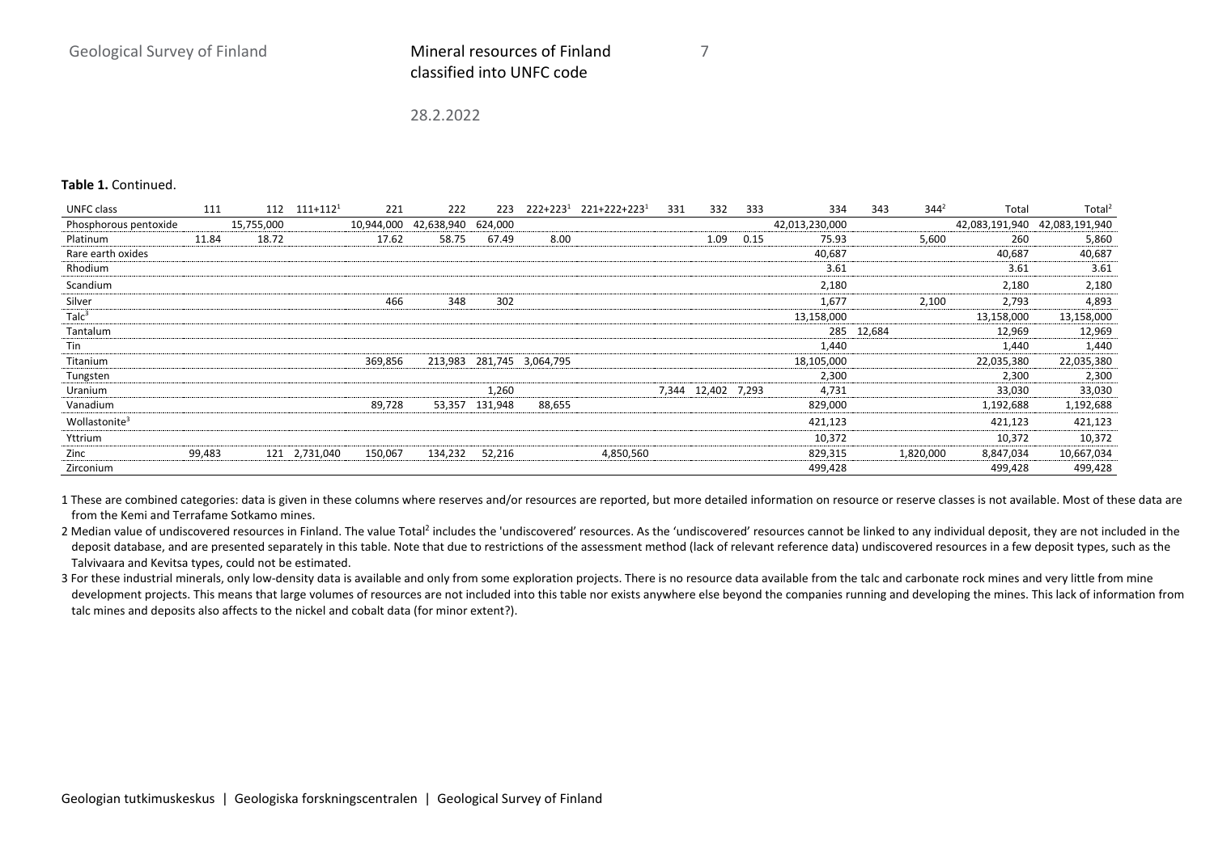**Table 1.** Continued.

| UNFC class | 111 | 112 | 111+112[1] | 221 | 222 | 223 | 222+223[1] | 221+222+223[1] | 331 | 332 | 333 | 334 | 343 | 344[2] | Total | Total[2] |
|---|---|---|---|---|---|---|---|---|---|---|---|---|---|---|---|---|
| Phosphorous pentoxide | | 15,755,000 | | 10,944,000 | 42,638,940 | 624,000 | | | | | | 42,013,230,000 | | | 42,083,191,940 | 42,083,191,940 |
| Platinum | 11.84 | 18.72 | | 17.62 | 58.75 | 67.49 | 8.00 | | | 1.09 | 0.15 | 75.93 | | 5,600 | 260 | 5,860 |
| Rare earth oxides | | | | | | | | | | | | 40,687 | | | 40,687 | 40,687 |
| Rhodium | | | | | | | | | | | | 3.61 | | | 3.61 | 3.61 |
| Scandium | | | | | | | | | | | | 2,180 | | | 2,180 | 2,180 |
| Silver | | | | 466 | 348 | 302 | | | | | | 1,677 | | 2,100 | 2,793 | 4,893 |
| Talc[3] | | | | | | | | | | | | 13,158,000 | | | 13,158,000 | 13,158,000 |
| Tantalum | | | | | | | | | | | | 285 | 12,684 | | 12,969 | 12,969 |
| Tin | | | | | | | | | | | | 1,440 | | | 1,440 | 1,440 |
| Titanium | | | | 369,856 | 213,983 | 281,745 | 3,064,795 | | | | | 18,105,000 | | | 22,035,380 | 22,035,380 |
| Tungsten | | | | | | | | | | | | 2,300 | | | 2,300 | 2,300 |
| Uranium | | | | | | 1,260 | | | 7,344 | 12,402 | 7,293 | 4,731 | | | 33,030 | 33,030 |
| Vanadium | | | | 89,728 | 53,357 | 131,948 | 88,655 | | | | | 829,000 | | | 1,192,688 | 1,192,688 |
| Wollastonite[3] | | | | | | | | | | | | 421,123 | | | 421,123 | 421,123 |
| Yttrium | | | | | | | | | | | | 10,372 | | | 10,372 | 10,372 |
| Zinc | 99,483 | 121 | 2,731,040 | 150,067 | 134,232 | 52,216 | | 4,850,560 | | | | 829,315 | | 1,820,000 | 8,847,034 | 10,667,034 |
| Zirconium | | | | | | | | | | | | 499,428 | | | 499,428 | 499,428 |

1 These are combined categories: data is given in these columns where reserves and/or resources are reported, but more detailed information on resource or reserve classes is not available. Most of these data are from the Kemi and Terrafame Sotkamo mines.

2 Median value of undiscovered resources in Finland. The value Total[2] includes the 'undiscovered' resources. As the 'undiscovered' resources cannot be linked to any individual deposit, they are not included in the deposit database, and are presented separately in this table. Note that due to restrictions of the assessment method (lack of relevant reference data) undiscovered resources in a few deposit types, such as the Talvivaara and Kevitsa types, could not be estimated.

3 For these industrial minerals, only low-density data is available and only from some exploration projects. There is no resource data available from the talc and carbonate rock mines and very little from mine development projects. This means that large volumes of resources are not included into this table nor exists anywhere else beyond the companies running and developing the mines. This lack of information from talc mines and deposits also affects to the nickel and cobalt data (for minor extent?).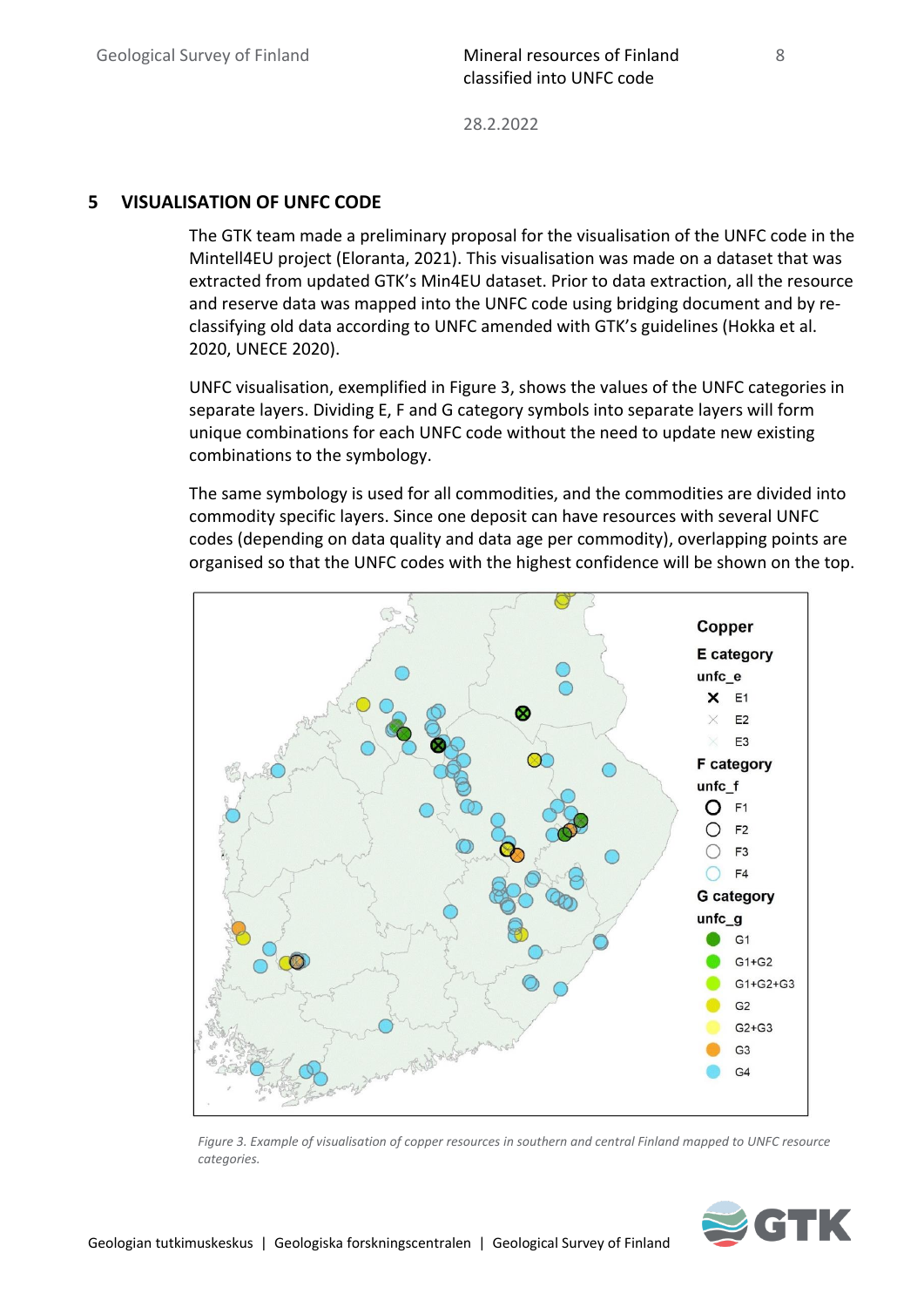## 5 VISUALISATION OF UNFC CODE

The GTK team made a preliminary proposal for the visualisation of the UNFC code in the Mintell4EU project (Eloranta, 2021). This visualisation was made on a dataset that was extracted from updated GTK's Min4EU dataset. Prior to data extraction, all the resource and reserve data was mapped into the UNFC code using bridging document and by re-classifying old data according to UNFC amended with GTK's guidelines (Hokka et al. 2020, UNECE 2020).

UNFC visualisation, exemplified in Figure 3, shows the values of the UNFC categories in separate layers. Dividing E, F and G category symbols into separate layers will form unique combinations for each UNFC code without the need to update new existing combinations to the symbology.

The same symbology is used for all commodities, and the commodities are divided into commodity specific layers. Since one deposit can have resources with several UNFC codes (depending on data quality and data age per commodity), overlapping points are organised so that the UNFC codes with the highest confidence will be shown on the top.

*Figure 3. Example of visualisation of copper resources in southern and central Finland mapped to UNFC resource categories.*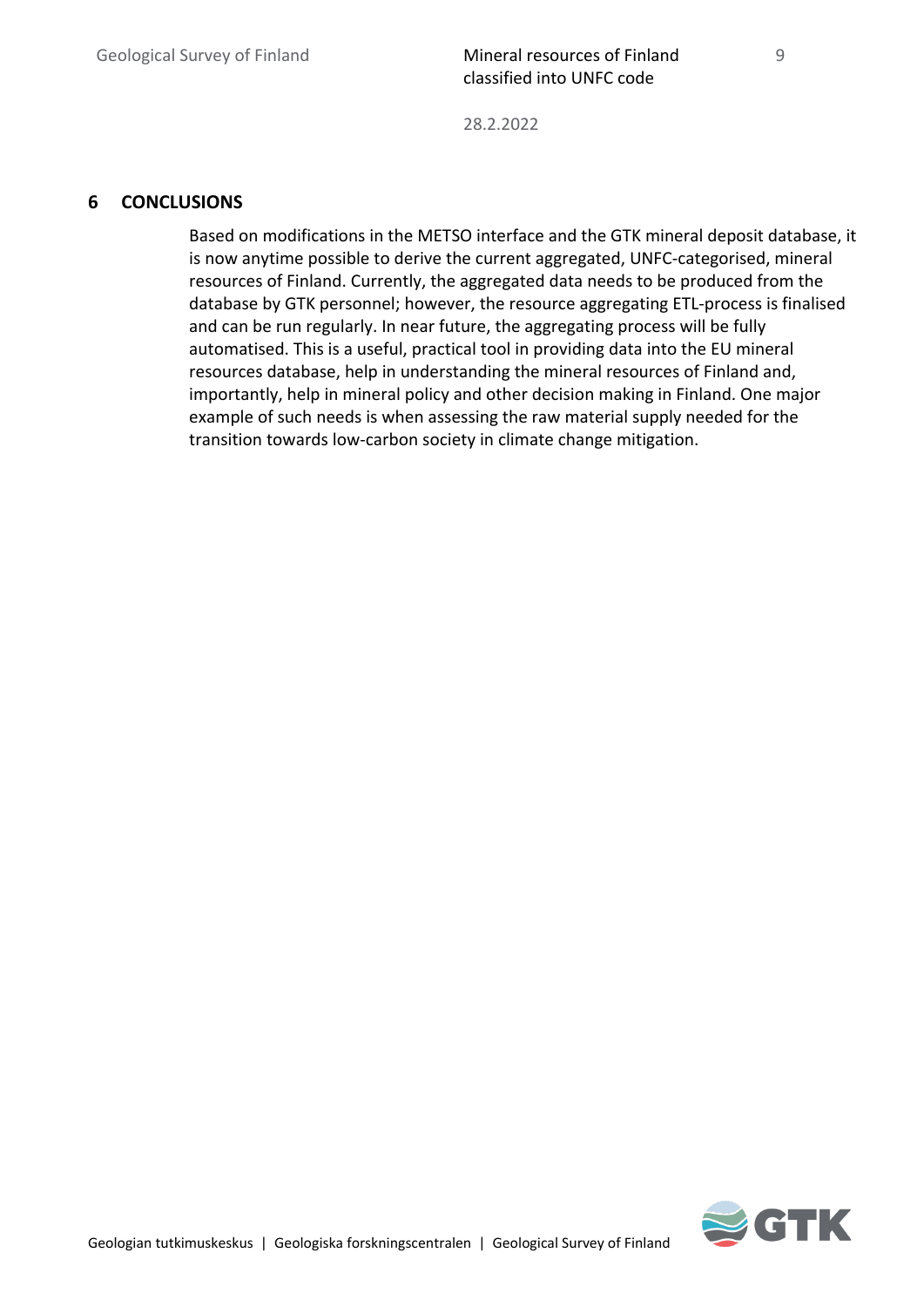# 6 CONCLUSIONS

Based on modifications in the METSO interface and the GTK mineral deposit database, it is now anytime possible to derive the current aggregated, UNFC-categorised, mineral resources of Finland. Currently, the aggregated data needs to be produced from the database by GTK personnel; however, the resource aggregating ETL-process is finalised and can be run regularly. In near future, the aggregating process will be fully automatised. This is a useful, practical tool in providing data into the EU mineral resources database, help in understanding the mineral resources of Finland and, importantly, help in mineral policy and other decision making in Finland. One major example of such needs is when assessing the raw material supply needed for the transition towards low-carbon society in climate change mitigation.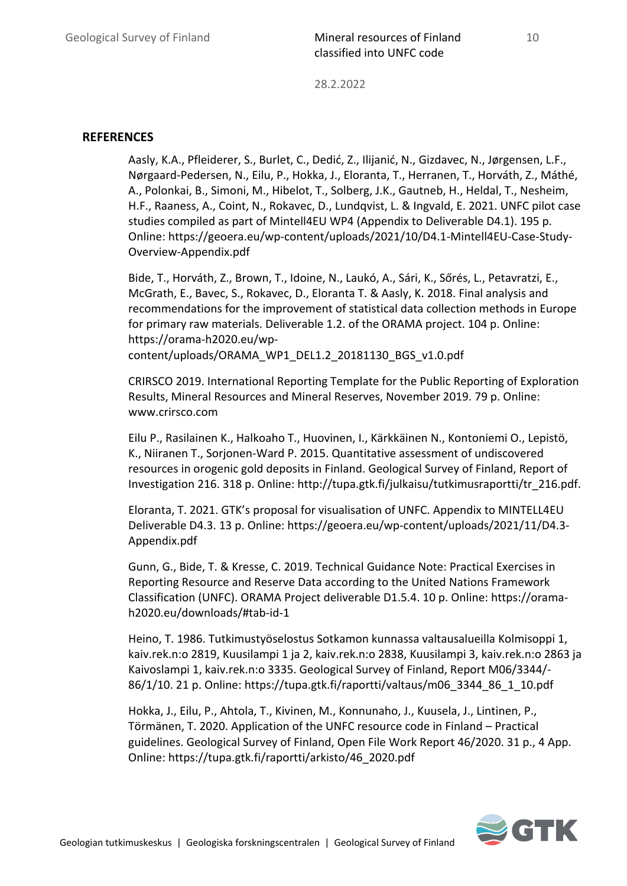## REFERENCES

Aasly, K.A., Pfleiderer, S., Burlet, C., Dedić, Z., Ilijanić, N., Gizdavec, N., Jørgensen, L.F., Nørgaard-Pedersen, N., Eilu, P., Hokka, J., Eloranta, T., Herranen, T., Horváth, Z., Máthé, A., Polonkai, B., Simoni, M., Hibelot, T., Solberg, J.K., Gautneb, H., Heldal, T., Nesheim, H.F., Raaness, A., Coint, N., Rokavec, D., Lundqvist, L. & Ingvald, E. 2021. UNFC pilot case studies compiled as part of Mintell4EU WP4 (Appendix to Deliverable D4.1). 195 p. Online: https://geoera.eu/wp-content/uploads/2021/10/D4.1-Mintell4EU-Case-Study-Overview-Appendix.pdf

Bide, T., Horváth, Z., Brown, T., Idoine, N., Laukó, A., Sári, K., Sőrés, L., Petavratzi, E., McGrath, E., Bavec, S., Rokavec, D., Eloranta T. & Aasly, K. 2018. Final analysis and recommendations for the improvement of statistical data collection methods in Europe for primary raw materials. Deliverable 1.2. of the ORAMA project. 104 p. Online: https://orama-h2020.eu/wp-content/uploads/ORAMA_WP1_DEL1.2_20181130_BGS_v1.0.pdf

CRIRSCO 2019. International Reporting Template for the Public Reporting of Exploration Results, Mineral Resources and Mineral Reserves, November 2019. 79 p. Online: www.crirsco.com

Eilu P., Rasilainen K., Halkoaho T., Huovinen, I., Kärkkäinen N., Kontoniemi O., Lepistö, K., Niiranen T., Sorjonen-Ward P. 2015. Quantitative assessment of undiscovered resources in orogenic gold deposits in Finland. Geological Survey of Finland, Report of Investigation 216. 318 p. Online: http://tupa.gtk.fi/julkaisu/tutkimusraportti/tr_216.pdf.

Eloranta, T. 2021. GTK's proposal for visualisation of UNFC. Appendix to MINTELL4EU Deliverable D4.3. 13 p. Online: https://geoera.eu/wp-content/uploads/2021/11/D4.3-Appendix.pdf

Gunn, G., Bide, T. & Kresse, C. 2019. Technical Guidance Note: Practical Exercises in Reporting Resource and Reserve Data according to the United Nations Framework Classification (UNFC). ORAMA Project deliverable D1.5.4. 10 p. Online: https://orama-h2020.eu/downloads/#tab-id-1

Heino, T. 1986. Tutkimustyöselostus Sotkamon kunnassa valtausalueilla Kolmisoppi 1, kaiv.rek.n:o 2819, Kuusilampi 1 ja 2, kaiv.rek.n:o 2838, Kuusilampi 3, kaiv.rek.n:o 2863 ja Kaivoslampi 1, kaiv.rek.n:o 3335. Geological Survey of Finland, Report M06/3344/-86/1/10. 21 p. Online: https://tupa.gtk.fi/raportti/valtaus/m06_3344_86_1_10.pdf

Hokka, J., Eilu, P., Ahtola, T., Kivinen, M., Konnunaho, J., Kuusela, J., Lintinen, P., Törmänen, T. 2020. Application of the UNFC resource code in Finland – Practical guidelines. Geological Survey of Finland, Open File Work Report 46/2020. 31 p., 4 App. Online: https://tupa.gtk.fi/raportti/arkisto/46_2020.pdf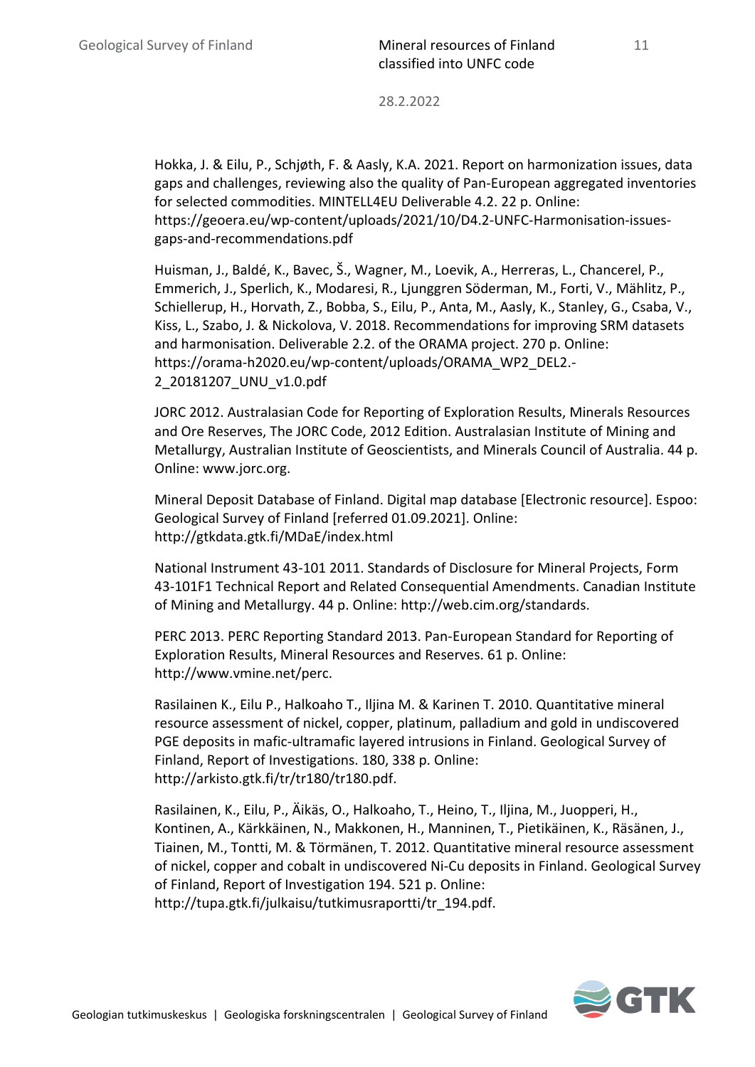Hokka, J. & Eilu, P., Schjøth, F. & Aasly, K.A. 2021. Report on harmonization issues, data gaps and challenges, reviewing also the quality of Pan-European aggregated inventories for selected commodities. MINTELL4EU Deliverable 4.2. 22 p. Online: https://geoera.eu/wp-content/uploads/2021/10/D4.2-UNFC-Harmonisation-issues-gaps-and-recommendations.pdf

Huisman, J., Baldé, K., Bavec, Š., Wagner, M., Loevik, A., Herreras, L., Chancerel, P., Emmerich, J., Sperlich, K., Modaresi, R., Ljunggren Söderman, M., Forti, V., Mählitz, P., Schiellerup, H., Horvath, Z., Bobba, S., Eilu, P., Anta, M., Aasly, K., Stanley, G., Csaba, V., Kiss, L., Szabo, J. & Nickolova, V. 2018. Recommendations for improving SRM datasets and harmonisation. Deliverable 2.2. of the ORAMA project. 270 p. Online: https://orama-h2020.eu/wp-content/uploads/ORAMA_WP2_DEL2.-2_20181207_UNU_v1.0.pdf

JORC 2012. Australasian Code for Reporting of Exploration Results, Minerals Resources and Ore Reserves, The JORC Code, 2012 Edition. Australasian Institute of Mining and Metallurgy, Australian Institute of Geoscientists, and Minerals Council of Australia. 44 p. Online: www.jorc.org.

Mineral Deposit Database of Finland. Digital map database [Electronic resource]. Espoo: Geological Survey of Finland [referred 01.09.2021]. Online: http://gtkdata.gtk.fi/MDaE/index.html

National Instrument 43-101 2011. Standards of Disclosure for Mineral Projects, Form 43-101F1 Technical Report and Related Consequential Amendments. Canadian Institute of Mining and Metallurgy. 44 p. Online: http://web.cim.org/standards.

PERC 2013. PERC Reporting Standard 2013. Pan-European Standard for Reporting of Exploration Results, Mineral Resources and Reserves. 61 p. Online: http://www.vmine.net/perc.

Rasilainen K., Eilu P., Halkoaho T., Iljina M. & Karinen T. 2010. Quantitative mineral resource assessment of nickel, copper, platinum, palladium and gold in undiscovered PGE deposits in mafic-ultramafic layered intrusions in Finland. Geological Survey of Finland, Report of Investigations. 180, 338 p. Online: http://arkisto.gtk.fi/tr/tr180/tr180.pdf.

Rasilainen, K., Eilu, P., Äikäs, O., Halkoaho, T., Heino, T., Iljina, M., Juopperi, H., Kontinen, A., Kärkkäinen, N., Makkonen, H., Manninen, T., Pietikäinen, K., Räsänen, J., Tiainen, M., Tontti, M. & Törmänen, T. 2012. Quantitative mineral resource assessment of nickel, copper and cobalt in undiscovered Ni-Cu deposits in Finland. Geological Survey of Finland, Report of Investigation 194. 521 p. Online: http://tupa.gtk.fi/julkaisu/tutkimusraportti/tr_194.pdf.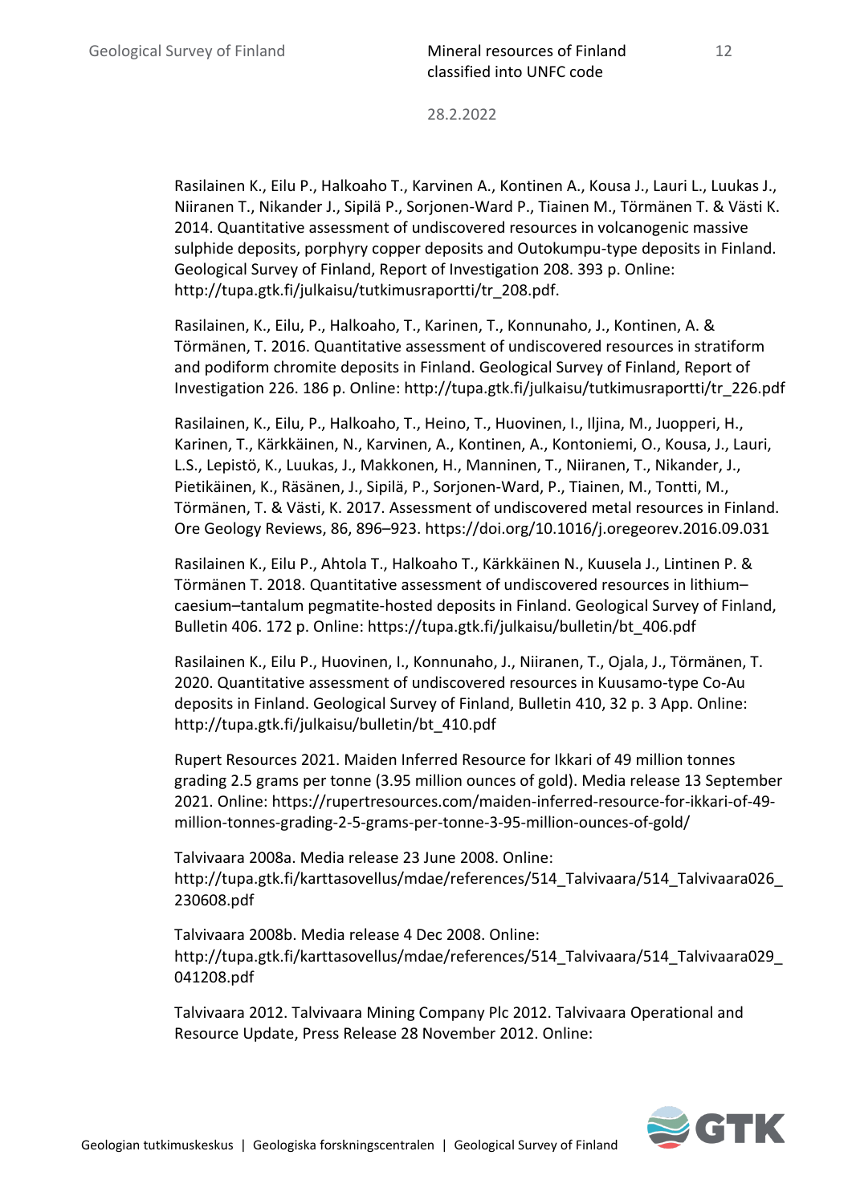Rasilainen K., Eilu P., Halkoaho T., Karvinen A., Kontinen A., Kousa J., Lauri L., Luukas J., Niiranen T., Nikander J., Sipilä P., Sorjonen-Ward P., Tiainen M., Törmänen T. & Västi K. 2014. Quantitative assessment of undiscovered resources in volcanogenic massive sulphide deposits, porphyry copper deposits and Outokumpu-type deposits in Finland. Geological Survey of Finland, Report of Investigation 208. 393 p. Online: http://tupa.gtk.fi/julkaisu/tutkimusraportti/tr_208.pdf.

Rasilainen, K., Eilu, P., Halkoaho, T., Karinen, T., Konnunaho, J., Kontinen, A. & Törmänen, T. 2016. Quantitative assessment of undiscovered resources in stratiform and podiform chromite deposits in Finland. Geological Survey of Finland, Report of Investigation 226. 186 p. Online: http://tupa.gtk.fi/julkaisu/tutkimusraportti/tr_226.pdf

Rasilainen, K., Eilu, P., Halkoaho, T., Heino, T., Huovinen, I., Iljina, M., Juopperi, H., Karinen, T., Kärkkäinen, N., Karvinen, A., Kontinen, A., Kontoniemi, O., Kousa, J., Lauri, L.S., Lepistö, K., Luukas, J., Makkonen, H., Manninen, T., Niiranen, T., Nikander, J., Pietikäinen, K., Räsänen, J., Sipilä, P., Sorjonen-Ward, P., Tiainen, M., Tontti, M., Törmänen, T. & Västi, K. 2017. Assessment of undiscovered metal resources in Finland. Ore Geology Reviews, 86, 896–923. https://doi.org/10.1016/j.oregeorev.2016.09.031

Rasilainen K., Eilu P., Ahtola T., Halkoaho T., Kärkkäinen N., Kuusela J., Lintinen P. & Törmänen T. 2018. Quantitative assessment of undiscovered resources in lithium–caesium–tantalum pegmatite-hosted deposits in Finland. Geological Survey of Finland, Bulletin 406. 172 p. Online: https://tupa.gtk.fi/julkaisu/bulletin/bt_406.pdf

Rasilainen K., Eilu P., Huovinen, I., Konnunaho, J., Niiranen, T., Ojala, J., Törmänen, T. 2020. Quantitative assessment of undiscovered resources in Kuusamo-type Co-Au deposits in Finland. Geological Survey of Finland, Bulletin 410, 32 p. 3 App. Online: http://tupa.gtk.fi/julkaisu/bulletin/bt_410.pdf

Rupert Resources 2021. Maiden Inferred Resource for Ikkari of 49 million tonnes grading 2.5 grams per tonne (3.95 million ounces of gold). Media release 13 September 2021. Online: https://rupertresources.com/maiden-inferred-resource-for-ikkari-of-49-million-tonnes-grading-2-5-grams-per-tonne-3-95-million-ounces-of-gold/

Talvivaara 2008a. Media release 23 June 2008. Online: http://tupa.gtk.fi/karttasovellus/mdae/references/514_Talvivaara/514_Talvivaara026_230608.pdf

Talvivaara 2008b. Media release 4 Dec 2008. Online: http://tupa.gtk.fi/karttasovellus/mdae/references/514_Talvivaara/514_Talvivaara029_041208.pdf

Talvivaara 2012. Talvivaara Mining Company Plc 2012. Talvivaara Operational and Resource Update, Press Release 28 November 2012. Online: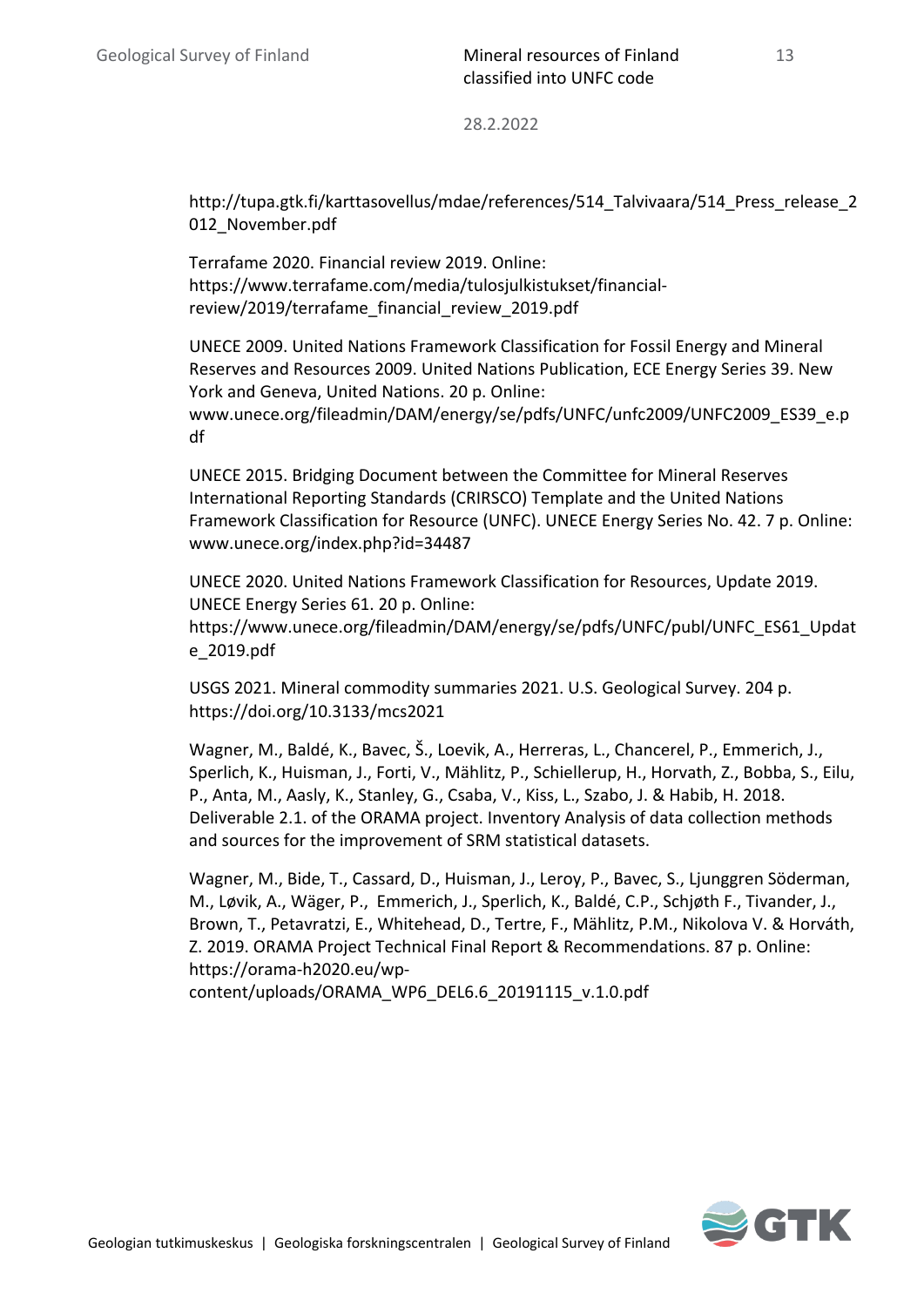http://tupa.gtk.fi/karttasovellus/mdae/references/514_Talvivaara/514_Press_release_2012_November.pdf

Terrafame 2020. Financial review 2019. Online: https://www.terrafame.com/media/tulosjulkistukset/financial-review/2019/terrafame_financial_review_2019.pdf

UNECE 2009. United Nations Framework Classification for Fossil Energy and Mineral Reserves and Resources 2009. United Nations Publication, ECE Energy Series 39. New York and Geneva, United Nations. 20 p. Online: www.unece.org/fileadmin/DAM/energy/se/pdfs/UNFC/unfc2009/UNFC2009_ES39_e.pdf

UNECE 2015. Bridging Document between the Committee for Mineral Reserves International Reporting Standards (CRIRSCO) Template and the United Nations Framework Classification for Resource (UNFC). UNECE Energy Series No. 42. 7 p. Online: www.unece.org/index.php?id=34487

UNECE 2020. United Nations Framework Classification for Resources, Update 2019. UNECE Energy Series 61. 20 p. Online: https://www.unece.org/fileadmin/DAM/energy/se/pdfs/UNFC/publ/UNFC_ES61_Update_2019.pdf

USGS 2021. Mineral commodity summaries 2021. U.S. Geological Survey. 204 p. https://doi.org/10.3133/mcs2021

Wagner, M., Baldé, K., Bavec, Š., Loevik, A., Herreras, L., Chancerel, P., Emmerich, J., Sperlich, K., Huisman, J., Forti, V., Mählitz, P., Schiellerup, H., Horvath, Z., Bobba, S., Eilu, P., Anta, M., Aasly, K., Stanley, G., Csaba, V., Kiss, L., Szabo, J. & Habib, H. 2018. Deliverable 2.1. of the ORAMA project. Inventory Analysis of data collection methods and sources for the improvement of SRM statistical datasets.

Wagner, M., Bide, T., Cassard, D., Huisman, J., Leroy, P., Bavec, S., Ljunggren Söderman, M., Løvik, A., Wäger, P., Emmerich, J., Sperlich, K., Baldé, C.P., Schjøth F., Tivander, J., Brown, T., Petavratzi, E., Whitehead, D., Tertre, F., Mählitz, P.M., Nikolova V. & Horváth, Z. 2019. ORAMA Project Technical Final Report & Recommendations. 87 p. Online: https://orama-h2020.eu/wp-content/uploads/ORAMA_WP6_DEL6.6_20191115_v.1.0.pdf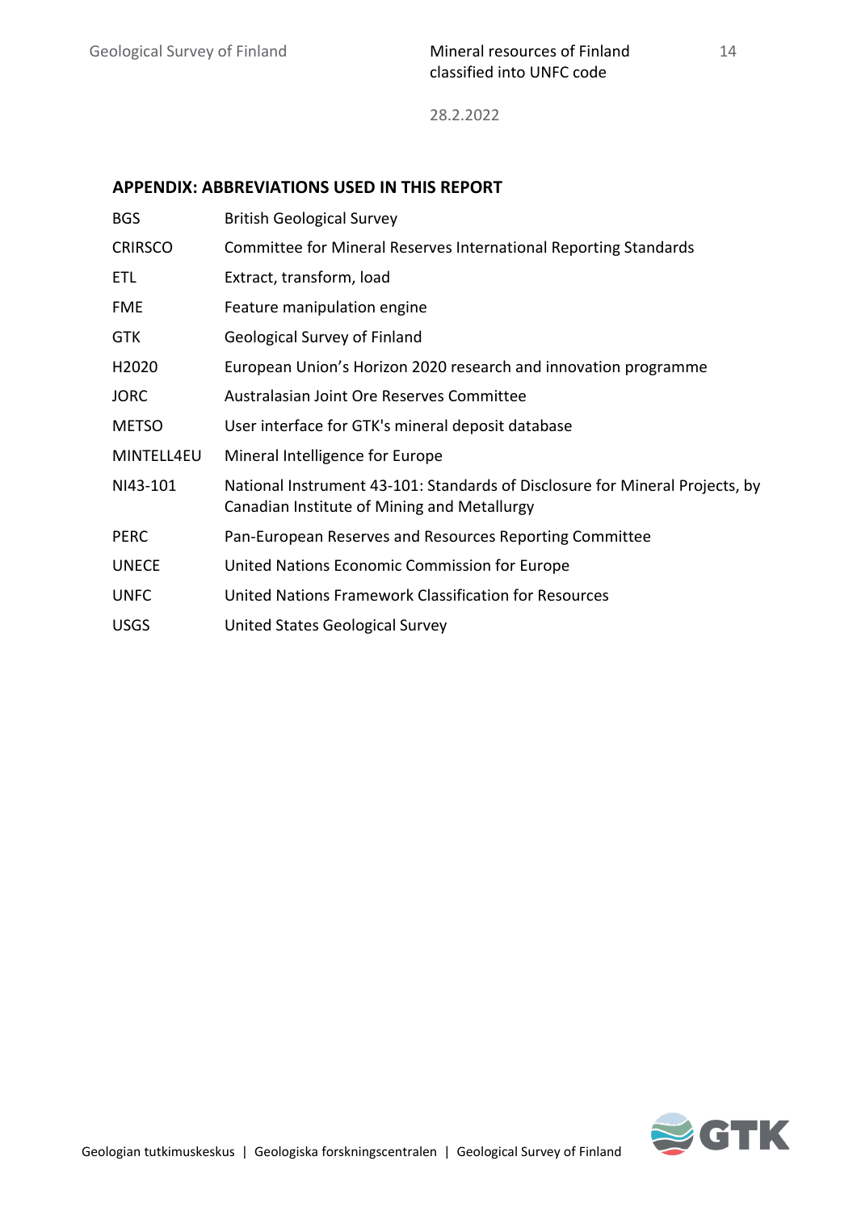## APPENDIX: ABBREVIATIONS USED IN THIS REPORT

| | |
|---|---|
| BGS | British Geological Survey |
| CRIRSCO | Committee for Mineral Reserves International Reporting Standards |
| ETL | Extract, transform, load |
| FME | Feature manipulation engine |
| GTK | Geological Survey of Finland |
| H2020 | European Union's Horizon 2020 research and innovation programme |
| JORC | Australasian Joint Ore Reserves Committee |
| METSO | User interface for GTK's mineral deposit database |
| MINTELL4EU | Mineral Intelligence for Europe |
| NI43-101 | National Instrument 43-101: Standards of Disclosure for Mineral Projects, by Canadian Institute of Mining and Metallurgy |
| PERC | Pan-European Reserves and Resources Reporting Committee |
| UNECE | United Nations Economic Commission for Europe |
| UNFC | United Nations Framework Classification for Resources |
| USGS | United States Geological Survey |